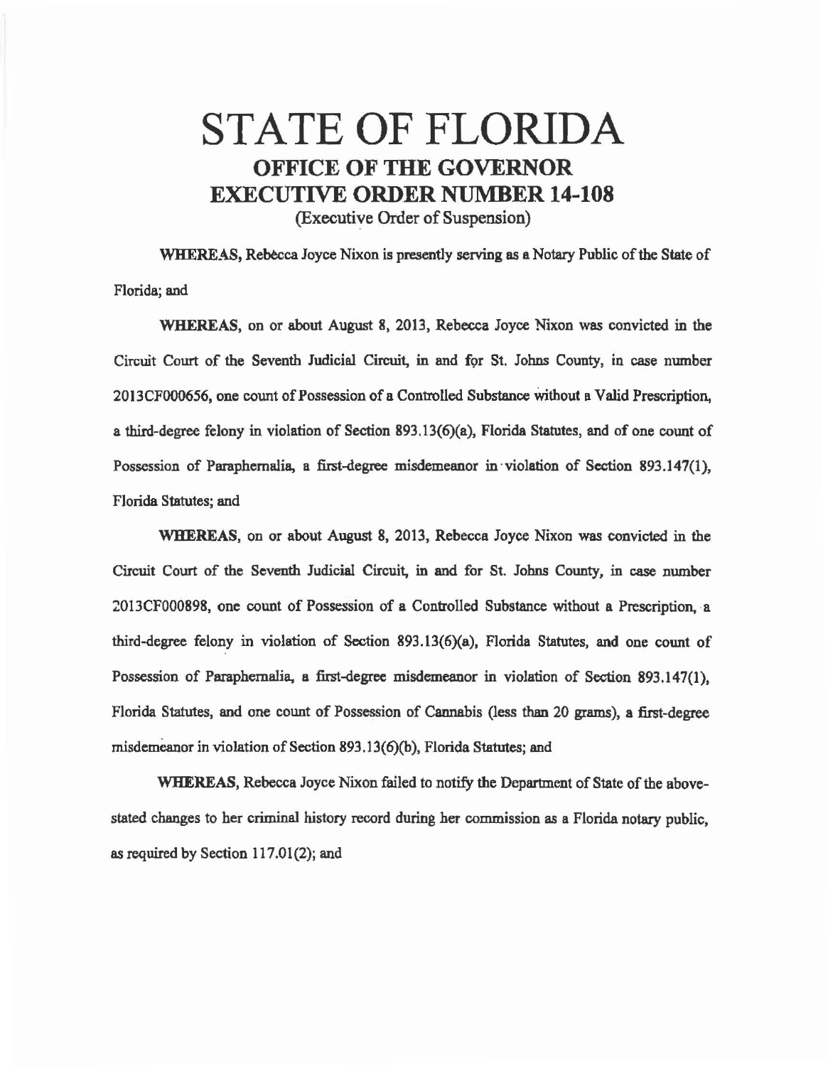# STATE OF FLORIDA

## OFFICE OF THE GOVERNOR

## EXECUTIVE ORDER NUMBER 14-108

(Executive Order of Suspension)

**WHEREAS,** Rebecca Joyce Nixon is presently serving as a Notary Public of the State of Florida; and

**WHEREAS,** on or about August 8, 2013, Rebecca Joyce Nixon was convicted in the Circuit Court of the Seventh Judicial Circuit, in and for St. Johns County, in case number 2013CF000656, one count of Possession of a Controlled Substance without a Valid Prescription, a third-degree felony in violation of Section 893.13(6)(a), Florida Statutes, and of one count of Possession of Paraphernalia, a first-degree misdemeanor in violation of Section 893.147(1), Florida Statutes; and

**WHEREAS,** on or about August 8, 2013, Rebecca Joyce Nixon was convicted in the Circuit Court of the Seventh Judicial Circuit, in and for St. Johns County, in case number 2013CF000898, one count of Possession of a Controlled Substance without a Prescription, a third-degree felony in violation of Section 893.13(6)(a), Florida Statutes, and one count of Possession of Paraphernalia, a first-degree misdemeanor in violation of Section 893.147(1), Florida Statutes, and one count of Possession of Cannabis (less than 20 grams), a first-degree misdemeanor in violation of Section 893.13(6)(b), Florida Statutes; and

**WHEREAS,** Rebecca Joyce Nixon failed to notify the Department of State of the above-stated changes to her criminal history record during her commission as a Florida notary public, as required by Section 117.01(2); and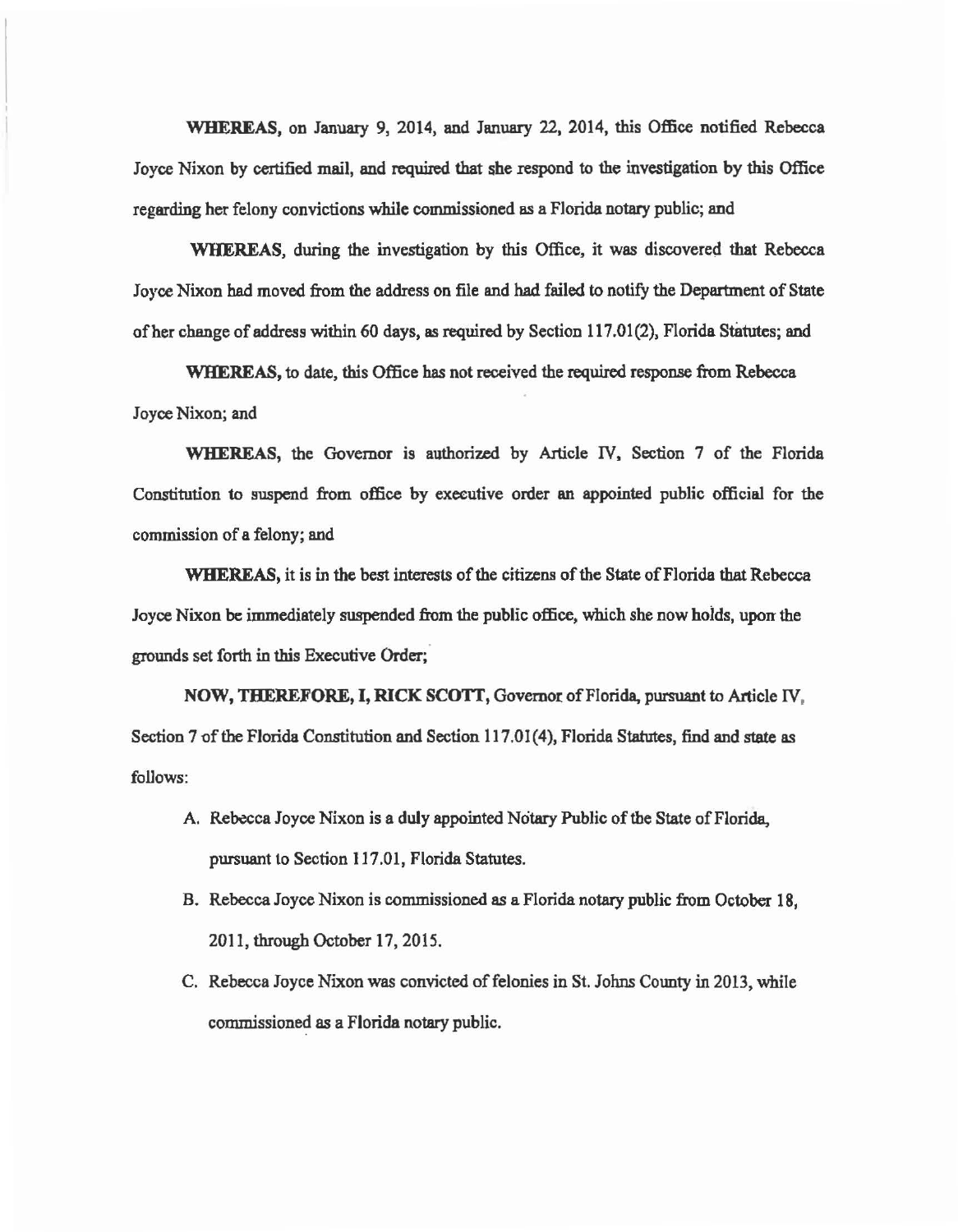**WHEREAS**, on January 9, 2014, and January 22, 2014, this Office notified Rebecca Joyce Nixon by certified mail, and required that she respond to the investigation by this Office regarding her felony convictions while commissioned as a Florida notary public; and

**WHEREAS**, during the investigation by this Office, it was discovered that Rebecca Joyce Nixon had moved from the address on file and had failed to notify the Department of State of her change of address within 60 days, as required by Section 117.01(2), Florida Statutes; and

**WHEREAS**, to date, this Office has not received the required response from Rebecca Joyce Nixon; and

**WHEREAS**, the Governor is authorized by Article IV, Section 7 of the Florida Constitution to suspend from office by executive order an appointed public official for the commission of a felony; and

**WHEREAS**, it is in the best interests of the citizens of the State of Florida that Rebecca Joyce Nixon be immediately suspended from the public office, which she now holds, upon the grounds set forth in this Executive Order;

**NOW, THEREFORE, I, RICK SCOTT**, Governor of Florida, pursuant to Article IV, Section 7 of the Florida Constitution and Section 117.01(4), Florida Statutes, find and state as follows:

A. Rebecca Joyce Nixon is a duly appointed Notary Public of the State of Florida, pursuant to Section 117.01, Florida Statutes.

B. Rebecca Joyce Nixon is commissioned as a Florida notary public from October 18, 2011, through October 17, 2015.

C. Rebecca Joyce Nixon was convicted of felonies in St. Johns County in 2013, while commissioned as a Florida notary public.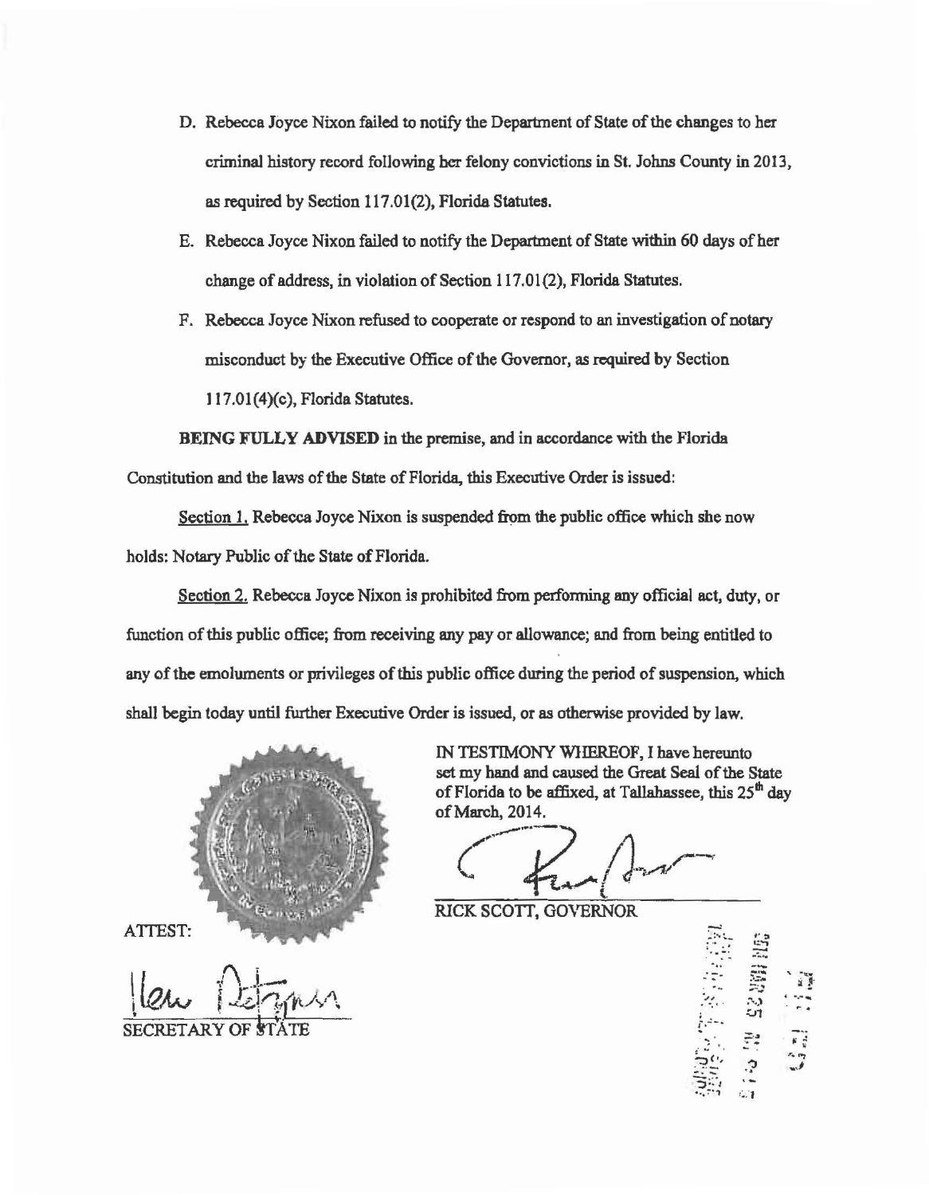D. Rebecca Joyce Nixon failed to notify the Department of State of the changes to her criminal history record following her felony convictions in St. Johns County in 2013, as required by Section 117.01(2), Florida Statutes.

E. Rebecca Joyce Nixon failed to notify the Department of State within 60 days of her change of address, in violation of Section 117.01(2), Florida Statutes.

F. Rebecca Joyce Nixon refused to cooperate or respond to an investigation of notary misconduct by the Executive Office of the Governor, as required by Section 117.01(4)(c), Florida Statutes.

**BEING FULLY ADVISED** in the premise, and in accordance with the Florida Constitution and the laws of the State of Florida, this Executive Order is issued:

Section 1. Rebecca Joyce Nixon is suspended from the public office which she now holds: Notary Public of the State of Florida.

Section 2. Rebecca Joyce Nixon is prohibited from performing any official act, duty, or function of this public office; from receiving any pay or allowance; and from being entitled to any of the emoluments or privileges of this public office during the period of suspension, which shall begin today until further Executive Order is issued, or as otherwise provided by law.

IN TESTIMONY WHEREOF, I have hereunto set my hand and caused the Great Seal of the State of Florida to be affixed, at Tallahassee, this 25th day of March, 2014.

RICK SCOTT, GOVERNOR

ATTEST:

SECRETARY OF STATE